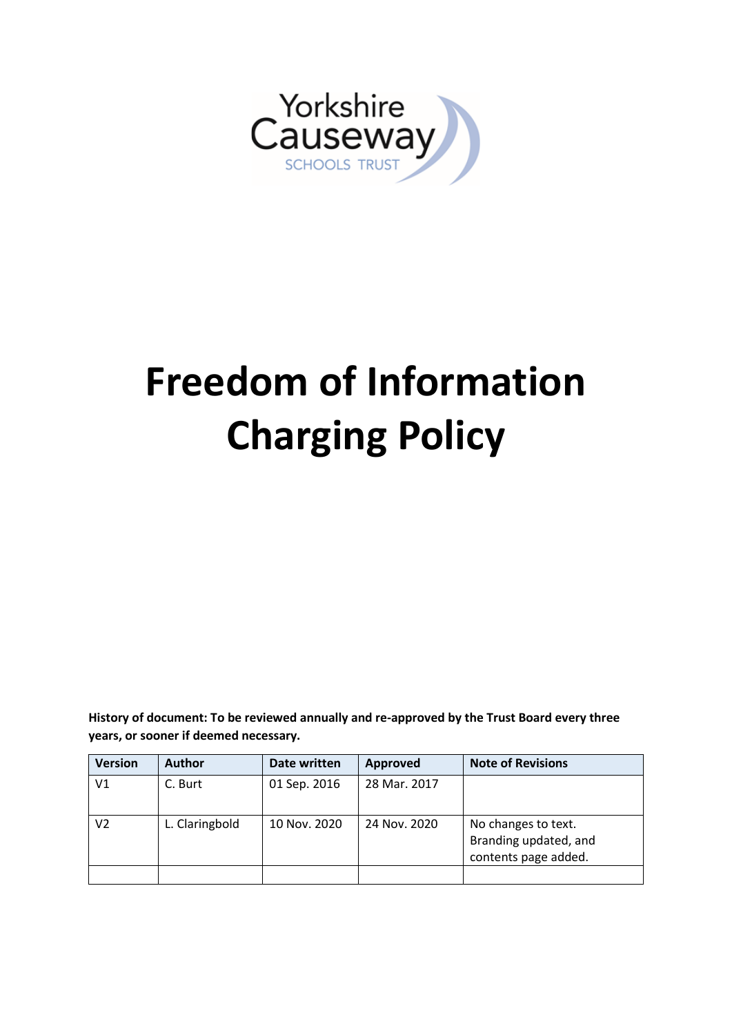Yorkshire Causeway

SCHOOLS TRUST

# Freedom of Information Charging Policy

**History of document: To be reviewed annually and re-approved by the Trust Board every three years, or sooner if deemed necessary.**

| Version | Author | Date written | Approved | Note of Revisions |
| --- | --- | --- | --- | --- |
| V1 | C. Burt | 01 Sep. 2016 | 28 Mar. 2017 | |
| V2 | L. Claringbold | 10 Nov. 2020 | 24 Nov. 2020 | No changes to text. Branding updated, and contents page added. |
| | | | | |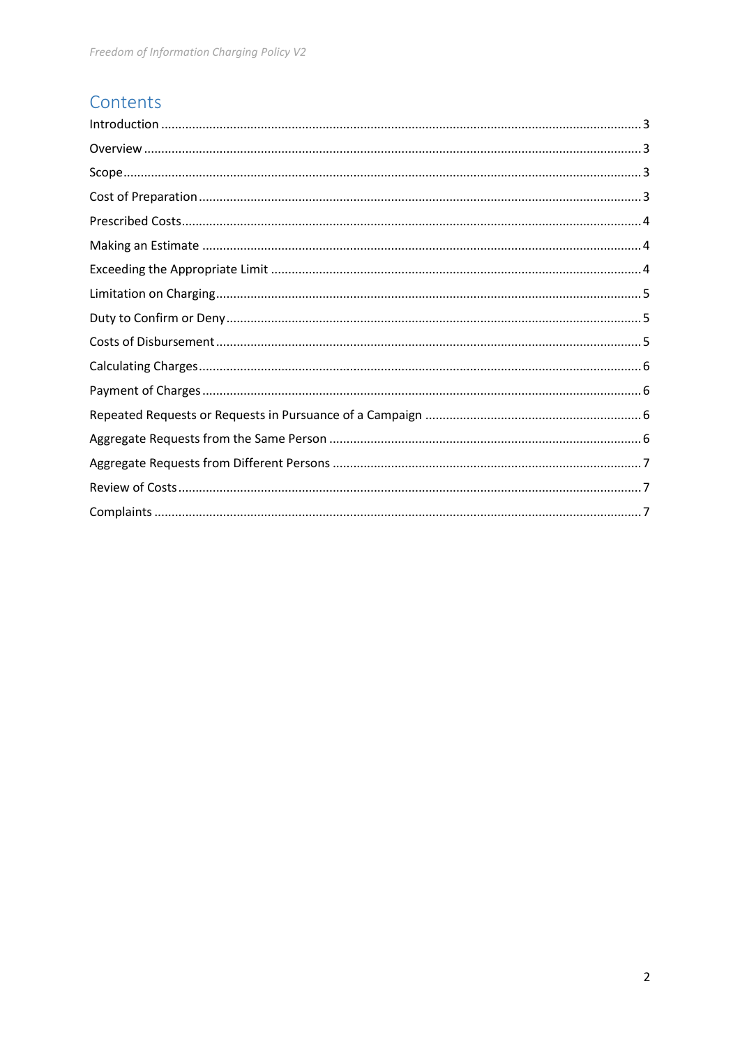## Contents

Introduction .......... 3
Overview .......... 3
Scope .......... 3
Cost of Preparation .......... 3
Prescribed Costs .......... 4
Making an Estimate .......... 4
Exceeding the Appropriate Limit .......... 4
Limitation on Charging .......... 5
Duty to Confirm or Deny .......... 5
Costs of Disbursement .......... 5
Calculating Charges .......... 6
Payment of Charges .......... 6
Repeated Requests or Requests in Pursuance of a Campaign .......... 6
Aggregate Requests from the Same Person .......... 6
Aggregate Requests from Different Persons .......... 7
Review of Costs .......... 7
Complaints .......... 7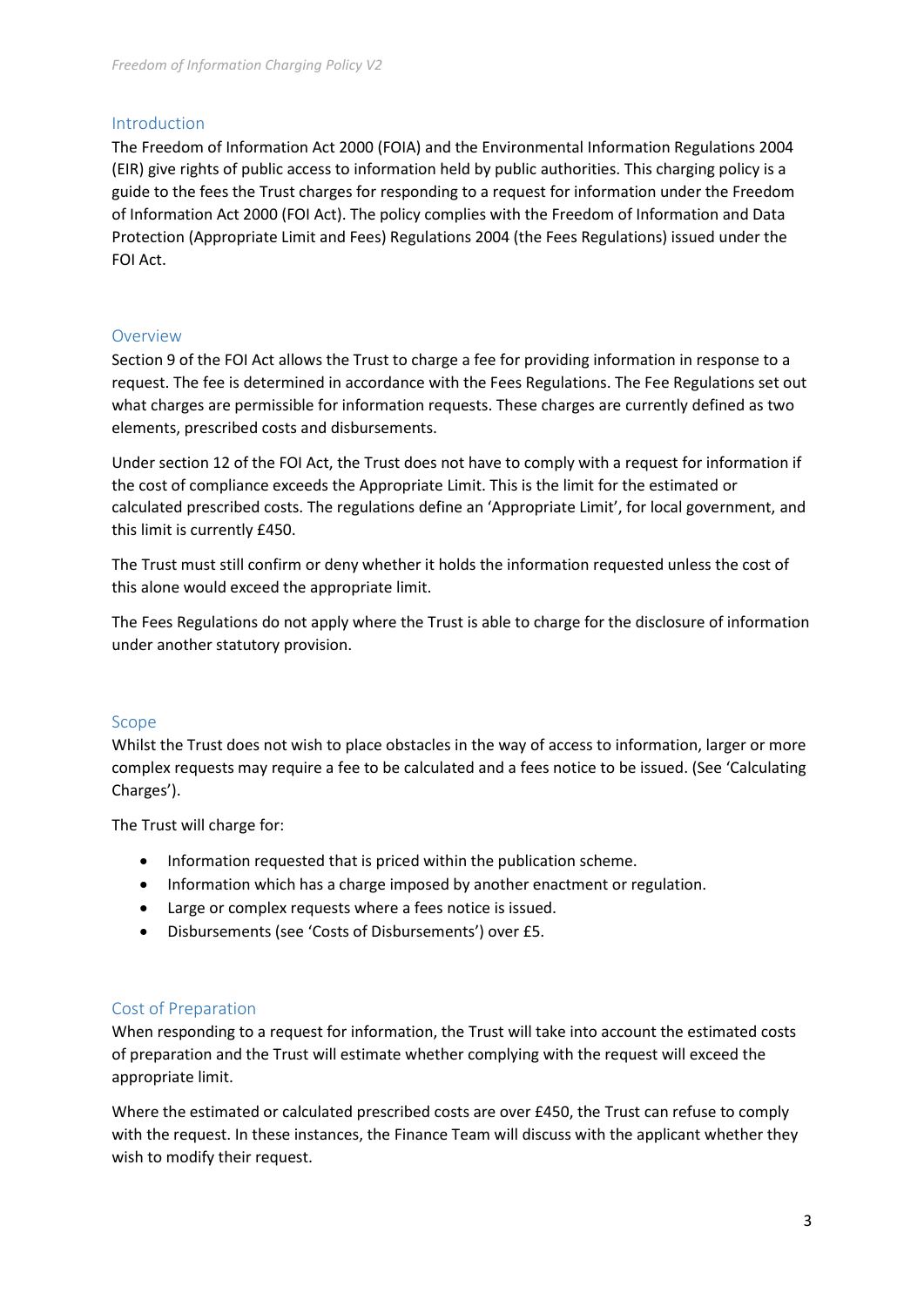## Introduction

The Freedom of Information Act 2000 (FOIA) and the Environmental Information Regulations 2004 (EIR) give rights of public access to information held by public authorities. This charging policy is a guide to the fees the Trust charges for responding to a request for information under the Freedom of Information Act 2000 (FOI Act). The policy complies with the Freedom of Information and Data Protection (Appropriate Limit and Fees) Regulations 2004 (the Fees Regulations) issued under the FOI Act.

## Overview

Section 9 of the FOI Act allows the Trust to charge a fee for providing information in response to a request. The fee is determined in accordance with the Fees Regulations. The Fee Regulations set out what charges are permissible for information requests. These charges are currently defined as two elements, prescribed costs and disbursements.

Under section 12 of the FOI Act, the Trust does not have to comply with a request for information if the cost of compliance exceeds the Appropriate Limit. This is the limit for the estimated or calculated prescribed costs. The regulations define an 'Appropriate Limit', for local government, and this limit is currently £450.

The Trust must still confirm or deny whether it holds the information requested unless the cost of this alone would exceed the appropriate limit.

The Fees Regulations do not apply where the Trust is able to charge for the disclosure of information under another statutory provision.

## Scope

Whilst the Trust does not wish to place obstacles in the way of access to information, larger or more complex requests may require a fee to be calculated and a fees notice to be issued. (See 'Calculating Charges').

The Trust will charge for:

- Information requested that is priced within the publication scheme.
- Information which has a charge imposed by another enactment or regulation.
- Large or complex requests where a fees notice is issued.
- Disbursements (see 'Costs of Disbursements') over £5.

## Cost of Preparation

When responding to a request for information, the Trust will take into account the estimated costs of preparation and the Trust will estimate whether complying with the request will exceed the appropriate limit.

Where the estimated or calculated prescribed costs are over £450, the Trust can refuse to comply with the request. In these instances, the Finance Team will discuss with the applicant whether they wish to modify their request.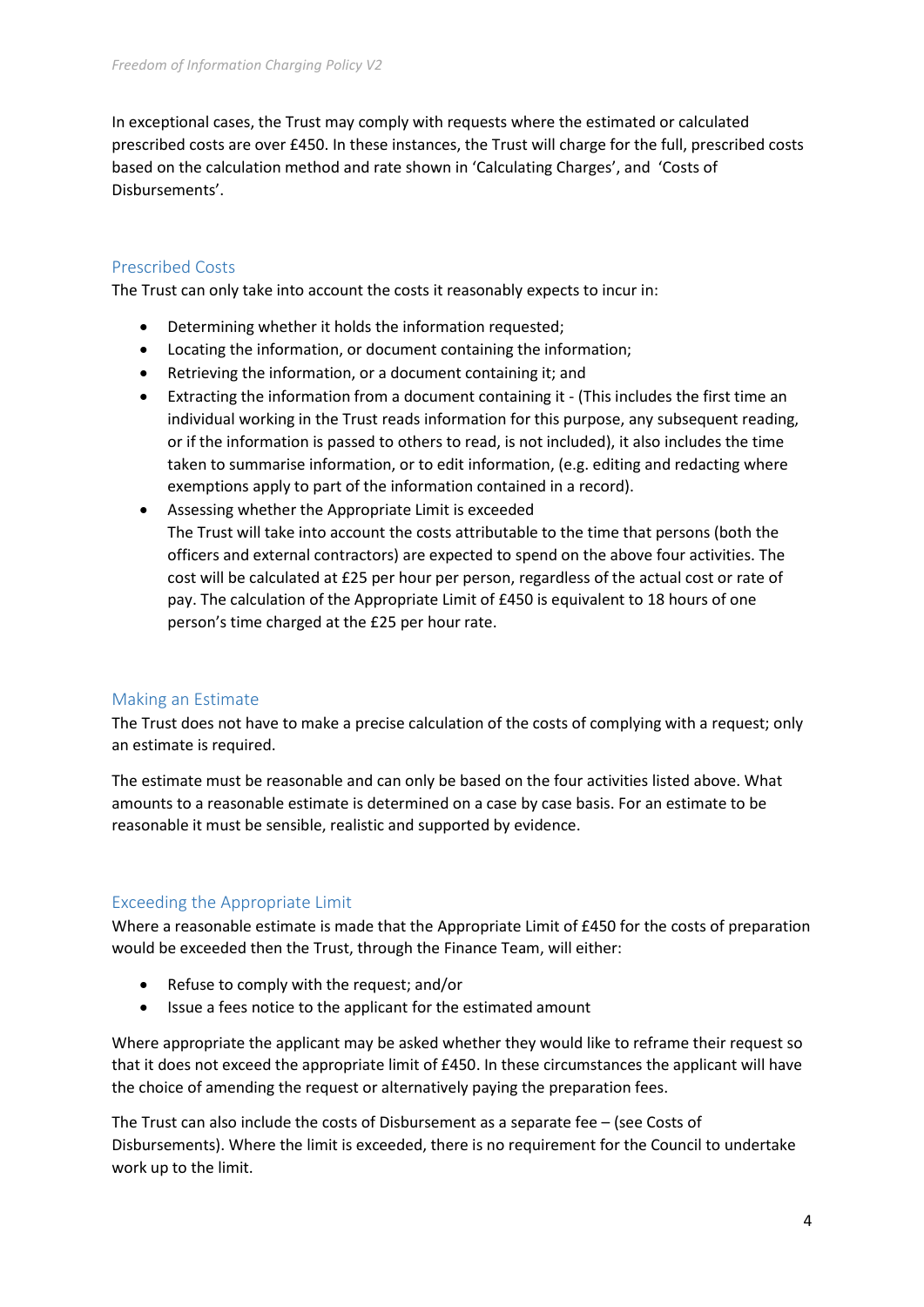In exceptional cases, the Trust may comply with requests where the estimated or calculated prescribed costs are over £450. In these instances, the Trust will charge for the full, prescribed costs based on the calculation method and rate shown in 'Calculating Charges', and 'Costs of Disbursements'.

## Prescribed Costs

The Trust can only take into account the costs it reasonably expects to incur in:

- Determining whether it holds the information requested;
- Locating the information, or document containing the information;
- Retrieving the information, or a document containing it; and
- Extracting the information from a document containing it - (This includes the first time an individual working in the Trust reads information for this purpose, any subsequent reading, or if the information is passed to others to read, is not included), it also includes the time taken to summarise information, or to edit information, (e.g. editing and redacting where exemptions apply to part of the information contained in a record).
- Assessing whether the Appropriate Limit is exceeded
  The Trust will take into account the costs attributable to the time that persons (both the officers and external contractors) are expected to spend on the above four activities. The cost will be calculated at £25 per hour per person, regardless of the actual cost or rate of pay. The calculation of the Appropriate Limit of £450 is equivalent to 18 hours of one person's time charged at the £25 per hour rate.

## Making an Estimate

The Trust does not have to make a precise calculation of the costs of complying with a request; only an estimate is required.

The estimate must be reasonable and can only be based on the four activities listed above. What amounts to a reasonable estimate is determined on a case by case basis. For an estimate to be reasonable it must be sensible, realistic and supported by evidence.

## Exceeding the Appropriate Limit

Where a reasonable estimate is made that the Appropriate Limit of £450 for the costs of preparation would be exceeded then the Trust, through the Finance Team, will either:

- Refuse to comply with the request; and/or
- Issue a fees notice to the applicant for the estimated amount

Where appropriate the applicant may be asked whether they would like to reframe their request so that it does not exceed the appropriate limit of £450. In these circumstances the applicant will have the choice of amending the request or alternatively paying the preparation fees.

The Trust can also include the costs of Disbursement as a separate fee – (see Costs of Disbursements). Where the limit is exceeded, there is no requirement for the Council to undertake work up to the limit.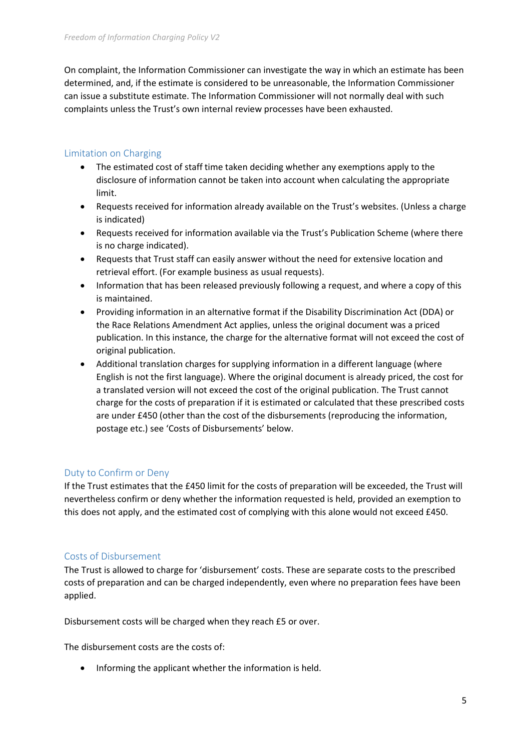On complaint, the Information Commissioner can investigate the way in which an estimate has been determined, and, if the estimate is considered to be unreasonable, the Information Commissioner can issue a substitute estimate. The Information Commissioner will not normally deal with such complaints unless the Trust's own internal review processes have been exhausted.

## Limitation on Charging

- The estimated cost of staff time taken deciding whether any exemptions apply to the disclosure of information cannot be taken into account when calculating the appropriate limit.
- Requests received for information already available on the Trust's websites. (Unless a charge is indicated)
- Requests received for information available via the Trust's Publication Scheme (where there is no charge indicated).
- Requests that Trust staff can easily answer without the need for extensive location and retrieval effort. (For example business as usual requests).
- Information that has been released previously following a request, and where a copy of this is maintained.
- Providing information in an alternative format if the Disability Discrimination Act (DDA) or the Race Relations Amendment Act applies, unless the original document was a priced publication. In this instance, the charge for the alternative format will not exceed the cost of original publication.
- Additional translation charges for supplying information in a different language (where English is not the first language). Where the original document is already priced, the cost for a translated version will not exceed the cost of the original publication. The Trust cannot charge for the costs of preparation if it is estimated or calculated that these prescribed costs are under £450 (other than the cost of the disbursements (reproducing the information, postage etc.) see 'Costs of Disbursements' below.

## Duty to Confirm or Deny

If the Trust estimates that the £450 limit for the costs of preparation will be exceeded, the Trust will nevertheless confirm or deny whether the information requested is held, provided an exemption to this does not apply, and the estimated cost of complying with this alone would not exceed £450.

## Costs of Disbursement

The Trust is allowed to charge for 'disbursement' costs. These are separate costs to the prescribed costs of preparation and can be charged independently, even where no preparation fees have been applied.

Disbursement costs will be charged when they reach £5 or over.

The disbursement costs are the costs of:

- Informing the applicant whether the information is held.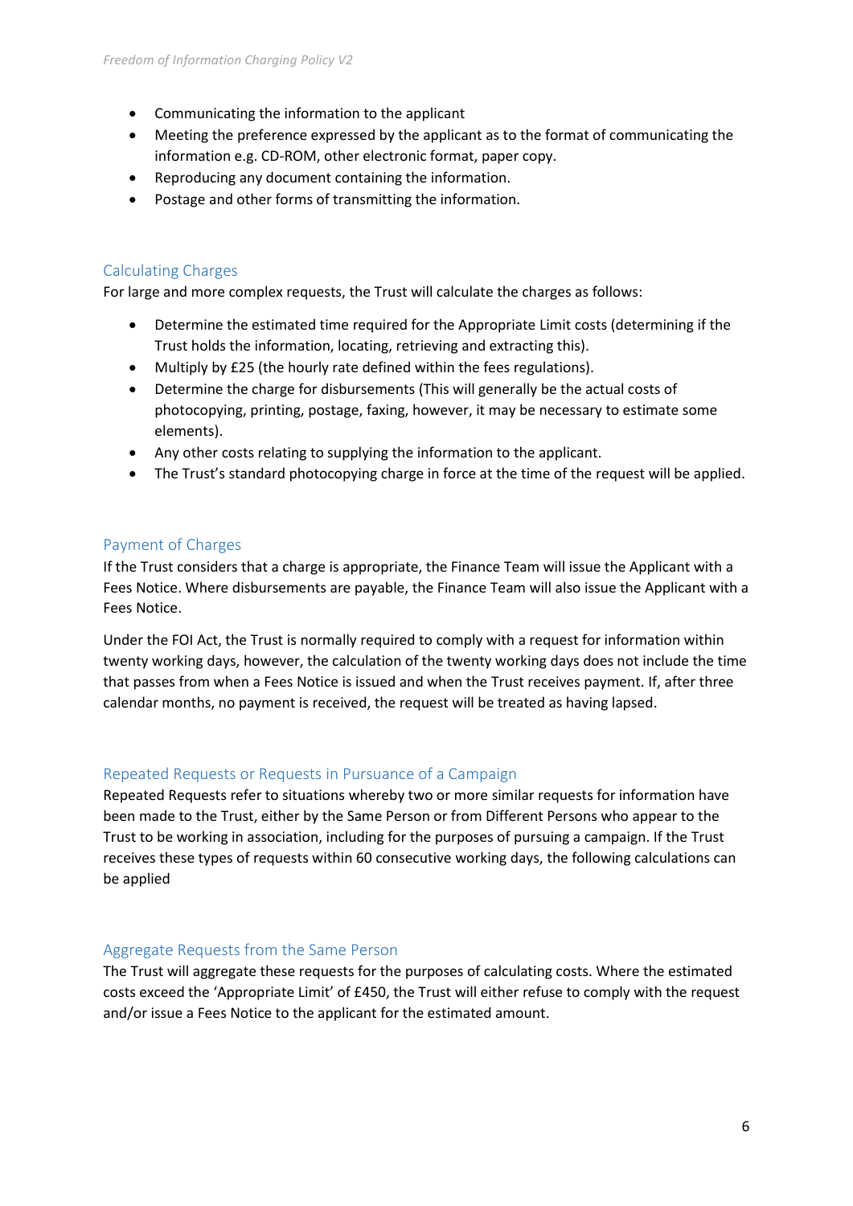- Communicating the information to the applicant
- Meeting the preference expressed by the applicant as to the format of communicating the information e.g. CD-ROM, other electronic format, paper copy.
- Reproducing any document containing the information.
- Postage and other forms of transmitting the information.

## Calculating Charges

For large and more complex requests, the Trust will calculate the charges as follows:

- Determine the estimated time required for the Appropriate Limit costs (determining if the Trust holds the information, locating, retrieving and extracting this).
- Multiply by £25 (the hourly rate defined within the fees regulations).
- Determine the charge for disbursements (This will generally be the actual costs of photocopying, printing, postage, faxing, however, it may be necessary to estimate some elements).
- Any other costs relating to supplying the information to the applicant.
- The Trust's standard photocopying charge in force at the time of the request will be applied.

## Payment of Charges

If the Trust considers that a charge is appropriate, the Finance Team will issue the Applicant with a Fees Notice. Where disbursements are payable, the Finance Team will also issue the Applicant with a Fees Notice.

Under the FOI Act, the Trust is normally required to comply with a request for information within twenty working days, however, the calculation of the twenty working days does not include the time that passes from when a Fees Notice is issued and when the Trust receives payment. If, after three calendar months, no payment is received, the request will be treated as having lapsed.

## Repeated Requests or Requests in Pursuance of a Campaign

Repeated Requests refer to situations whereby two or more similar requests for information have been made to the Trust, either by the Same Person or from Different Persons who appear to the Trust to be working in association, including for the purposes of pursuing a campaign. If the Trust receives these types of requests within 60 consecutive working days, the following calculations can be applied

## Aggregate Requests from the Same Person

The Trust will aggregate these requests for the purposes of calculating costs. Where the estimated costs exceed the 'Appropriate Limit' of £450, the Trust will either refuse to comply with the request and/or issue a Fees Notice to the applicant for the estimated amount.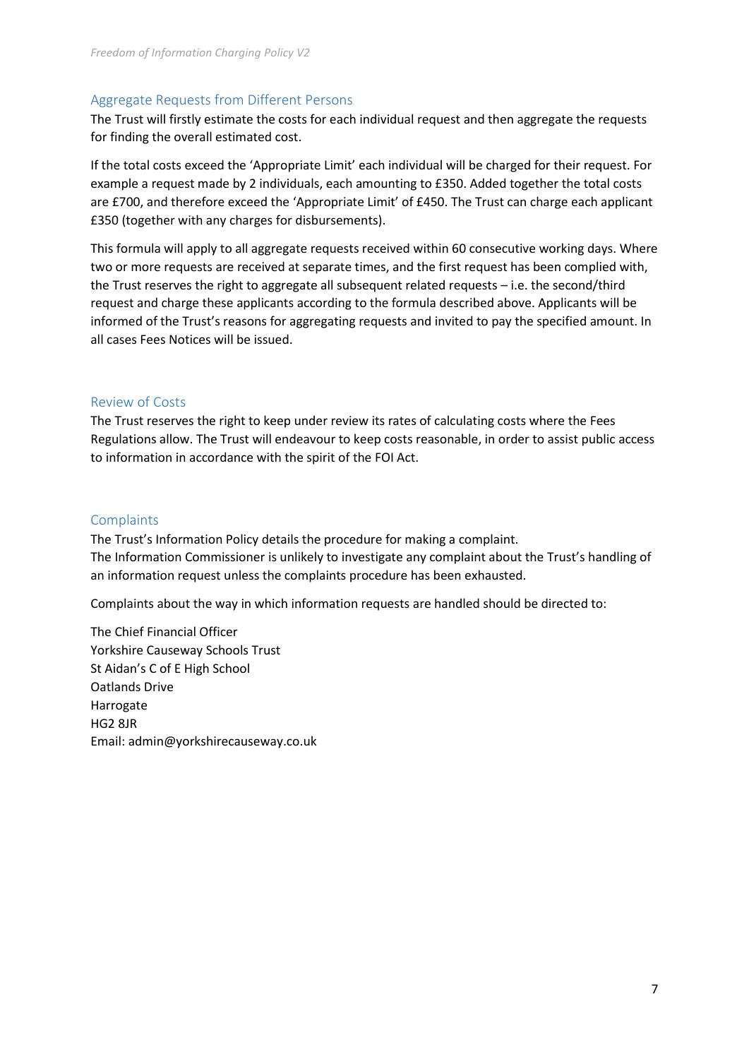## Aggregate Requests from Different Persons

The Trust will firstly estimate the costs for each individual request and then aggregate the requests for finding the overall estimated cost.

If the total costs exceed the 'Appropriate Limit' each individual will be charged for their request. For example a request made by 2 individuals, each amounting to £350. Added together the total costs are £700, and therefore exceed the 'Appropriate Limit' of £450. The Trust can charge each applicant £350 (together with any charges for disbursements).

This formula will apply to all aggregate requests received within 60 consecutive working days. Where two or more requests are received at separate times, and the first request has been complied with, the Trust reserves the right to aggregate all subsequent related requests – i.e. the second/third request and charge these applicants according to the formula described above. Applicants will be informed of the Trust's reasons for aggregating requests and invited to pay the specified amount. In all cases Fees Notices will be issued.

## Review of Costs

The Trust reserves the right to keep under review its rates of calculating costs where the Fees Regulations allow. The Trust will endeavour to keep costs reasonable, in order to assist public access to information in accordance with the spirit of the FOI Act.

## Complaints

The Trust's Information Policy details the procedure for making a complaint.
The Information Commissioner is unlikely to investigate any complaint about the Trust's handling of an information request unless the complaints procedure has been exhausted.

Complaints about the way in which information requests are handled should be directed to:

The Chief Financial Officer
Yorkshire Causeway Schools Trust
St Aidan's C of E High School
Oatlands Drive
Harrogate
HG2 8JR
Email: admin@yorkshirecauseway.co.uk